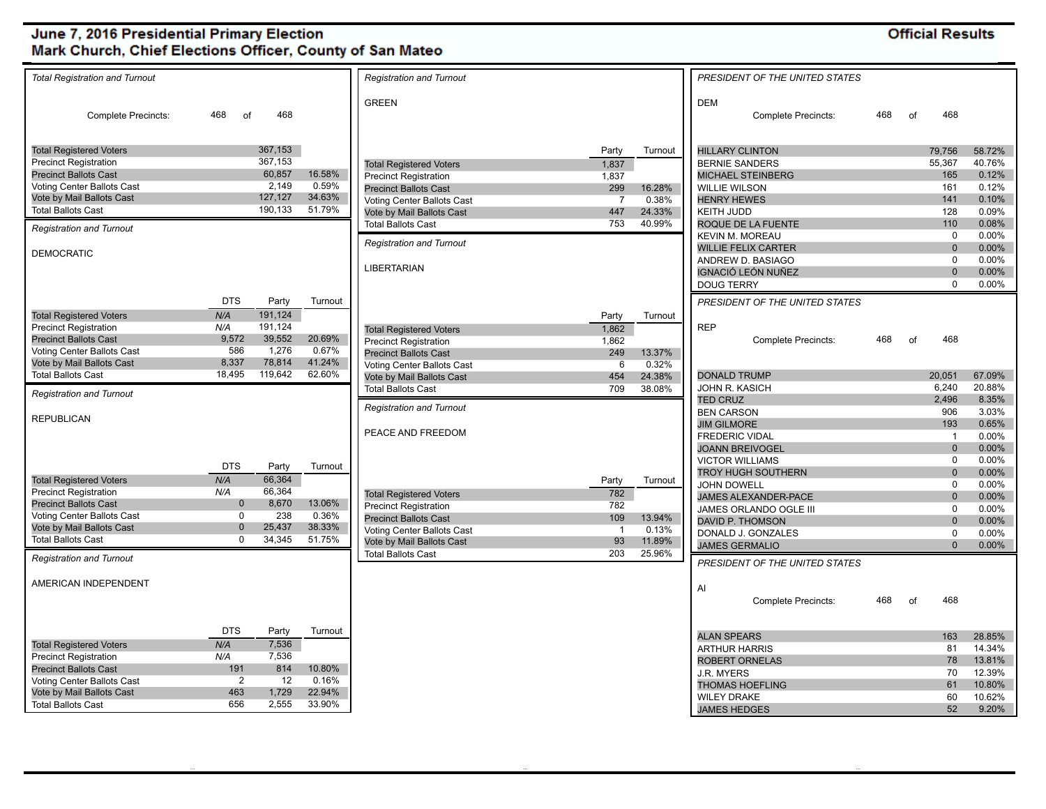# June 7, 2016 Presidential Primary Election
## Mark Church, Chief Elections Officer, County of San Mateo

**Official Results**

### Total Registration and Turnout

Complete Precincts: 468 of 468

| | | |
|---|---|---|
| Total Registered Voters | 367,153 | |
| Precinct Registration | 367,153 | |
| Precinct Ballots Cast | 60,857 | 16.58% |
| Voting Center Ballots Cast | 2,149 | 0.59% |
| Vote by Mail Ballots Cast | 127,127 | 34.63% |
| Total Ballots Cast | 190,133 | 51.79% |

### Registration and Turnout

DEMOCRATIC

| | DTS | Party | Turnout |
|---|---|---|---|
| Total Registered Voters | N/A | 191,124 | |
| Precinct Registration | N/A | 191,124 | |
| Precinct Ballots Cast | 9,572 | 39,552 | 20.69% |
| Voting Center Ballots Cast | 586 | 1,276 | 0.67% |
| Vote by Mail Ballots Cast | 8,337 | 78,814 | 41.24% |
| Total Ballots Cast | 18,495 | 119,642 | 62.60% |

### Registration and Turnout

REPUBLICAN

| | DTS | Party | Turnout |
|---|---|---|---|
| Total Registered Voters | N/A | 66,364 | |
| Precinct Registration | N/A | 66,364 | |
| Precinct Ballots Cast | 0 | 8,670 | 13.06% |
| Voting Center Ballots Cast | 0 | 238 | 0.36% |
| Vote by Mail Ballots Cast | 0 | 25,437 | 38.33% |
| Total Ballots Cast | 0 | 34,345 | 51.75% |

### Registration and Turnout

AMERICAN INDEPENDENT

| | DTS | Party | Turnout |
|---|---|---|---|
| Total Registered Voters | N/A | 7,536 | |
| Precinct Registration | N/A | 7,536 | |
| Precinct Ballots Cast | 191 | 814 | 10.80% |
| Voting Center Ballots Cast | 2 | 12 | 0.16% |
| Vote by Mail Ballots Cast | 463 | 1,729 | 22.94% |
| Total Ballots Cast | 656 | 2,555 | 33.90% |

### Registration and Turnout

GREEN

| | Party | Turnout |
|---|---|---|
| Total Registered Voters | 1,837 | |
| Precinct Registration | 1,837 | |
| Precinct Ballots Cast | 299 | 16.28% |
| Voting Center Ballots Cast | 7 | 0.38% |
| Vote by Mail Ballots Cast | 447 | 24.33% |
| Total Ballots Cast | 753 | 40.99% |

### Registration and Turnout

LIBERTARIAN

| | Party | Turnout |
|---|---|---|
| Total Registered Voters | 1,862 | |
| Precinct Registration | 1,862 | |
| Precinct Ballots Cast | 249 | 13.37% |
| Voting Center Ballots Cast | 6 | 0.32% |
| Vote by Mail Ballots Cast | 454 | 24.38% |
| Total Ballots Cast | 709 | 38.08% |

### Registration and Turnout

PEACE AND FREEDOM

| | Party | Turnout |
|---|---|---|
| Total Registered Voters | 782 | |
| Precinct Registration | 782 | |
| Precinct Ballots Cast | 109 | 13.94% |
| Voting Center Ballots Cast | 1 | 0.13% |
| Vote by Mail Ballots Cast | 93 | 11.89% |
| Total Ballots Cast | 203 | 25.96% |

### PRESIDENT OF THE UNITED STATES

DEM

Complete Precincts: 468 of 468

| | | |
|---|---|---|
| HILLARY CLINTON | 79,756 | 58.72% |
| BERNIE SANDERS | 55,367 | 40.76% |
| MICHAEL STEINBERG | 165 | 0.12% |
| WILLIE WILSON | 161 | 0.12% |
| HENRY HEWES | 141 | 0.10% |
| KEITH JUDD | 128 | 0.09% |
| ROQUE DE LA FUENTE | 110 | 0.08% |
| KEVIN M. MOREAU | 0 | 0.00% |
| WILLIE FELIX CARTER | 0 | 0.00% |
| ANDREW D. BASIAGO | 0 | 0.00% |
| IGNACIÓ LEÓN NUÑEZ | 0 | 0.00% |
| DOUG TERRY | 0 | 0.00% |

### PRESIDENT OF THE UNITED STATES

REP

Complete Precincts: 468 of 468

| | | |
|---|---|---|
| DONALD TRUMP | 20,051 | 67.09% |
| JOHN R. KASICH | 6,240 | 20.88% |
| TED CRUZ | 2,496 | 8.35% |
| BEN CARSON | 906 | 3.03% |
| JIM GILMORE | 193 | 0.65% |
| FREDERIC VIDAL | 1 | 0.00% |
| JOANN BREIVOGEL | 0 | 0.00% |
| VICTOR WILLIAMS | 0 | 0.00% |
| TROY HUGH SOUTHERN | 0 | 0.00% |
| JOHN DOWELL | 0 | 0.00% |
| JAMES ALEXANDER-PACE | 0 | 0.00% |
| JAMES ORLANDO OGLE III | 0 | 0.00% |
| DAVID P. THOMSON | 0 | 0.00% |
| DONALD J. GONZALES | 0 | 0.00% |
| JAMES GERMALIO | 0 | 0.00% |

### PRESIDENT OF THE UNITED STATES

AI

Complete Precincts: 468 of 468

| | | |
|---|---|---|
| ALAN SPEARS | 163 | 28.85% |
| ARTHUR HARRIS | 81 | 14.34% |
| ROBERT ORNELAS | 78 | 13.81% |
| J.R. MYERS | 70 | 12.39% |
| THOMAS HOEFLING | 61 | 10.80% |
| WILEY DRAKE | 60 | 10.62% |
| JAMES HEDGES | 52 | 9.20% |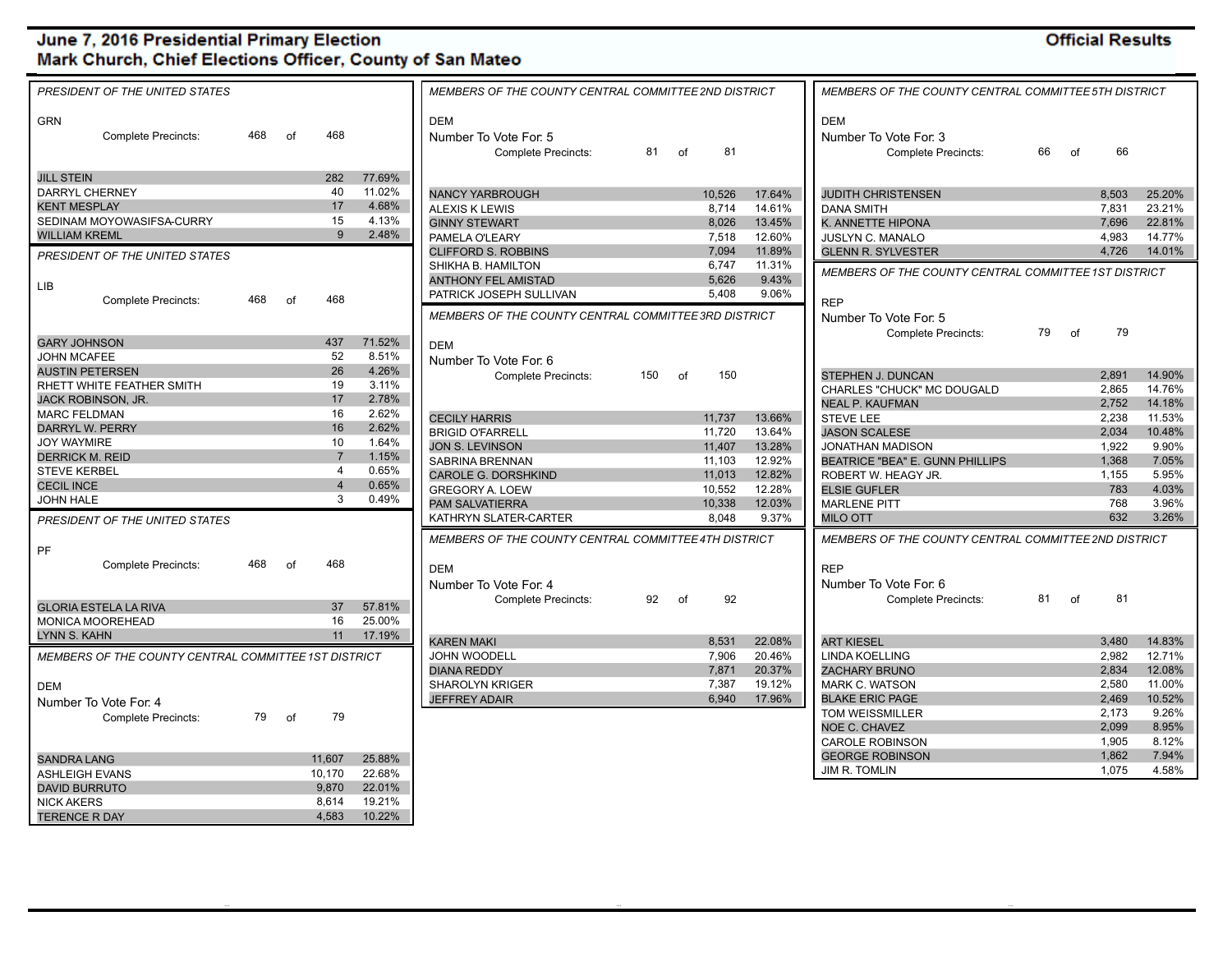# June 7, 2016 Presidential Primary Election
## Mark Church, Chief Elections Officer, County of San Mateo

**Official Results**

### PRESIDENT OF THE UNITED STATES

GRN

Complete Precincts: 468 of 468

| Candidate | Votes | Percent |
|---|---|---|
| JILL STEIN | 282 | 77.69% |
| DARRYL CHERNEY | 40 | 11.02% |
| KENT MESPLAY | 17 | 4.68% |
| SEDINAM MOYOWASIFSA-CURRY | 15 | 4.13% |
| WILLIAM KREML | 9 | 2.48% |

### PRESIDENT OF THE UNITED STATES

LIB

Complete Precincts: 468 of 468

| Candidate | Votes | Percent |
|---|---|---|
| GARY JOHNSON | 437 | 71.52% |
| JOHN MCAFEE | 52 | 8.51% |
| AUSTIN PETERSEN | 26 | 4.26% |
| RHETT WHITE FEATHER SMITH | 19 | 3.11% |
| JACK ROBINSON, JR. | 17 | 2.78% |
| MARC FELDMAN | 16 | 2.62% |
| DARRYL W. PERRY | 16 | 2.62% |
| JOY WAYMIRE | 10 | 1.64% |
| DERRICK M. REID | 7 | 1.15% |
| STEVE KERBEL | 4 | 0.65% |
| CECIL INCE | 4 | 0.65% |
| JOHN HALE | 3 | 0.49% |

### PRESIDENT OF THE UNITED STATES

PF

Complete Precincts: 468 of 468

| Candidate | Votes | Percent |
|---|---|---|
| GLORIA ESTELA LA RIVA | 37 | 57.81% |
| MONICA MOOREHEAD | 16 | 25.00% |
| LYNN S. KAHN | 11 | 17.19% |

### MEMBERS OF THE COUNTY CENTRAL COMMITTEE 1ST DISTRICT

DEM

Number To Vote For: 4

Complete Precincts: 79 of 79

| Candidate | Votes | Percent |
|---|---|---|
| SANDRA LANG | 11,607 | 25.88% |
| ASHLEIGH EVANS | 10,170 | 22.68% |
| DAVID BURRUTO | 9,870 | 22.01% |
| NICK AKERS | 8,614 | 19.21% |
| TERENCE R DAY | 4,583 | 10.22% |

### MEMBERS OF THE COUNTY CENTRAL COMMITTEE 2ND DISTRICT

DEM

Number To Vote For: 5

Complete Precincts: 81 of 81

| Candidate | Votes | Percent |
|---|---|---|
| NANCY YARBROUGH | 10,526 | 17.64% |
| ALEXIS K LEWIS | 8,714 | 14.61% |
| GINNY STEWART | 8,026 | 13.45% |
| PAMELA O'LEARY | 7,518 | 12.60% |
| CLIFFORD S. ROBBINS | 7,094 | 11.89% |
| SHIKHA B. HAMILTON | 6,747 | 11.31% |
| ANTHONY FEL AMISTAD | 5,626 | 9.43% |
| PATRICK JOSEPH SULLIVAN | 5,408 | 9.06% |

### MEMBERS OF THE COUNTY CENTRAL COMMITTEE 3RD DISTRICT

DEM

Number To Vote For: 6

Complete Precincts: 150 of 150

| Candidate | Votes | Percent |
|---|---|---|
| CECILY HARRIS | 11,737 | 13.66% |
| BRIGID O'FARRELL | 11,720 | 13.64% |
| JON S. LEVINSON | 11,407 | 13.28% |
| SABRINA BRENNAN | 11,103 | 12.92% |
| CAROLE G. DORSHKIND | 11,013 | 12.82% |
| GREGORY A. LOEW | 10,552 | 12.28% |
| PAM SALVATIERRA | 10,338 | 12.03% |
| KATHRYN SLATER-CARTER | 8,048 | 9.37% |

### MEMBERS OF THE COUNTY CENTRAL COMMITTEE 4TH DISTRICT

DEM

Number To Vote For: 4

Complete Precincts: 92 of 92

| Candidate | Votes | Percent |
|---|---|---|
| KAREN MAKI | 8,531 | 22.08% |
| JOHN WOODELL | 7,906 | 20.46% |
| DIANA REDDY | 7,871 | 20.37% |
| SHAROLYN KRIGER | 7,387 | 19.12% |
| JEFFREY ADAIR | 6,940 | 17.96% |

### MEMBERS OF THE COUNTY CENTRAL COMMITTEE 5TH DISTRICT

DEM

Number To Vote For: 3

Complete Precincts: 66 of 66

| Candidate | Votes | Percent |
|---|---|---|
| JUDITH CHRISTENSEN | 8,503 | 25.20% |
| DANA SMITH | 7,831 | 23.21% |
| K. ANNETTE HIPONA | 7,696 | 22.81% |
| JUSLYN C. MANALO | 4,983 | 14.77% |
| GLENN R. SYLVESTER | 4,726 | 14.01% |

### MEMBERS OF THE COUNTY CENTRAL COMMITTEE 1ST DISTRICT

REP

Number To Vote For: 5

Complete Precincts: 79 of 79

| Candidate | Votes | Percent |
|---|---|---|
| STEPHEN J. DUNCAN | 2,891 | 14.90% |
| CHARLES "CHUCK" MC DOUGALD | 2,865 | 14.76% |
| NEAL P. KAUFMAN | 2,752 | 14.18% |
| STEVE LEE | 2,238 | 11.53% |
| JASON SCALESE | 2,034 | 10.48% |
| JONATHAN MADISON | 1,922 | 9.90% |
| BEATRICE "BEA" E. GUNN PHILLIPS | 1,368 | 7.05% |
| ROBERT W. HEAGY JR. | 1,155 | 5.95% |
| ELSIE GUFLER | 783 | 4.03% |
| MARLENE PITT | 768 | 3.96% |
| MILO OTT | 632 | 3.26% |

### MEMBERS OF THE COUNTY CENTRAL COMMITTEE 2ND DISTRICT

REP

Number To Vote For: 6

Complete Precincts: 81 of 81

| Candidate | Votes | Percent |
|---|---|---|
| ART KIESEL | 3,480 | 14.83% |
| LINDA KOELLING | 2,982 | 12.71% |
| ZACHARY BRUNO | 2,834 | 12.08% |
| MARK C. WATSON | 2,580 | 11.00% |
| BLAKE ERIC PAGE | 2,469 | 10.52% |
| TOM WEISSMILLER | 2,173 | 9.26% |
| NOE C. CHAVEZ | 2,099 | 8.95% |
| CAROLE ROBINSON | 1,905 | 8.12% |
| GEORGE ROBINSON | 1,862 | 7.94% |
| JIM R. TOMLIN | 1,075 | 4.58% |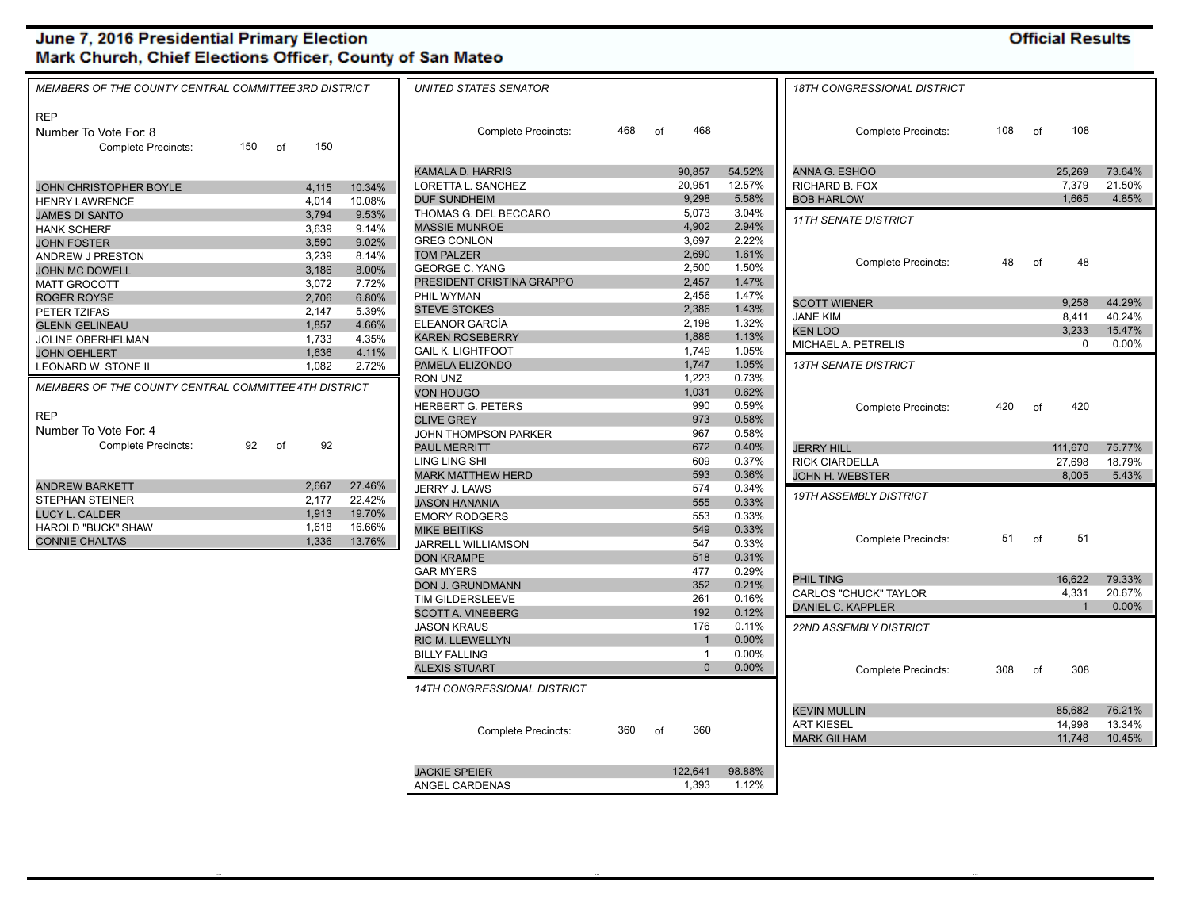# June 7, 2016 Presidential Primary Election
## Mark Church, Chief Elections Officer, County of San Mateo

**Official Results**

### MEMBERS OF THE COUNTY CENTRAL COMMITTEE 3RD DISTRICT

REP
Number To Vote For: 8
Complete Precincts: 150 of 150

| Candidate | Votes | Percent |
|---|---|---|
| JOHN CHRISTOPHER BOYLE | 4,115 | 10.34% |
| HENRY LAWRENCE | 4,014 | 10.08% |
| JAMES DI SANTO | 3,794 | 9.53% |
| HANK SCHERF | 3,639 | 9.14% |
| JOHN FOSTER | 3,590 | 9.02% |
| ANDREW J PRESTON | 3,239 | 8.14% |
| JOHN MC DOWELL | 3,186 | 8.00% |
| MATT GROCOTT | 3,072 | 7.72% |
| ROGER ROYSE | 2,706 | 6.80% |
| PETER TZIFAS | 2,147 | 5.39% |
| GLENN GELINEAU | 1,857 | 4.66% |
| JOLINE OBERHELMAN | 1,733 | 4.35% |
| JOHN OEHLERT | 1,636 | 4.11% |
| LEONARD W. STONE II | 1,082 | 2.72% |

### MEMBERS OF THE COUNTY CENTRAL COMMITTEE 4TH DISTRICT

REP
Number To Vote For: 4
Complete Precincts: 92 of 92

| Candidate | Votes | Percent |
|---|---|---|
| ANDREW BARKETT | 2,667 | 27.46% |
| STEPHAN STEINER | 2,177 | 22.42% |
| LUCY L. CALDER | 1,913 | 19.70% |
| HAROLD "BUCK" SHAW | 1,618 | 16.66% |
| CONNIE CHALTAS | 1,336 | 13.76% |

### UNITED STATES SENATOR

Complete Precincts: 468 of 468

| Candidate | Votes | Percent |
|---|---|---|
| KAMALA D. HARRIS | 90,857 | 54.52% |
| LORETTA L. SANCHEZ | 20,951 | 12.57% |
| DUF SUNDHEIM | 9,298 | 5.58% |
| THOMAS G. DEL BECCARO | 5,073 | 3.04% |
| MASSIE MUNROE | 4,902 | 2.94% |
| GREG CONLON | 3,697 | 2.22% |
| TOM PALZER | 2,690 | 1.61% |
| GEORGE C. YANG | 2,500 | 1.50% |
| PRESIDENT CRISTINA GRAPPO | 2,457 | 1.47% |
| PHIL WYMAN | 2,456 | 1.47% |
| STEVE STOKES | 2,386 | 1.43% |
| ELEANOR GARCÍA | 2,198 | 1.32% |
| KAREN ROSEBERRY | 1,886 | 1.13% |
| GAIL K. LIGHTFOOT | 1,749 | 1.05% |
| PAMELA ELIZONDO | 1,747 | 1.05% |
| RON UNZ | 1,223 | 0.73% |
| VON HOUGO | 1,031 | 0.62% |
| HERBERT G. PETERS | 990 | 0.59% |
| CLIVE GREY | 973 | 0.58% |
| JOHN THOMPSON PARKER | 967 | 0.58% |
| PAUL MERRITT | 672 | 0.40% |
| LING LING SHI | 609 | 0.37% |
| MARK MATTHEW HERD | 593 | 0.36% |
| JERRY J. LAWS | 574 | 0.34% |
| JASON HANANIA | 555 | 0.33% |
| EMORY RODGERS | 553 | 0.33% |
| MIKE BEITIKS | 549 | 0.33% |
| JARRELL WILLIAMSON | 547 | 0.33% |
| DON KRAMPE | 518 | 0.31% |
| GAR MYERS | 477 | 0.29% |
| DON J. GRUNDMANN | 352 | 0.21% |
| TIM GILDERSLEEVE | 261 | 0.16% |
| SCOTT A. VINEBERG | 192 | 0.12% |
| JASON KRAUS | 176 | 0.11% |
| RIC M. LLEWELLYN | 1 | 0.00% |
| BILLY FALLING | 1 | 0.00% |
| ALEXIS STUART | 0 | 0.00% |

### 14TH CONGRESSIONAL DISTRICT

Complete Precincts: 360 of 360

| Candidate | Votes | Percent |
|---|---|---|
| JACKIE SPEIER | 122,641 | 98.88% |
| ANGEL CARDENAS | 1,393 | 1.12% |

### 18TH CONGRESSIONAL DISTRICT

Complete Precincts: 108 of 108

| Candidate | Votes | Percent |
|---|---|---|
| ANNA G. ESHOO | 25,269 | 73.64% |
| RICHARD B. FOX | 7,379 | 21.50% |
| BOB HARLOW | 1,665 | 4.85% |

### 11TH SENATE DISTRICT

Complete Precincts: 48 of 48

| Candidate | Votes | Percent |
|---|---|---|
| SCOTT WIENER | 9,258 | 44.29% |
| JANE KIM | 8,411 | 40.24% |
| KEN LOO | 3,233 | 15.47% |
| MICHAEL A. PETRELIS | 0 | 0.00% |

### 13TH SENATE DISTRICT

Complete Precincts: 420 of 420

| Candidate | Votes | Percent |
|---|---|---|
| JERRY HILL | 111,670 | 75.77% |
| RICK CIARDELLA | 27,698 | 18.79% |
| JOHN H. WEBSTER | 8,005 | 5.43% |

### 19TH ASSEMBLY DISTRICT

Complete Precincts: 51 of 51

| Candidate | Votes | Percent |
|---|---|---|
| PHIL TING | 16,622 | 79.33% |
| CARLOS "CHUCK" TAYLOR | 4,331 | 20.67% |
| DANIEL C. KAPPLER | 1 | 0.00% |

### 22ND ASSEMBLY DISTRICT

Complete Precincts: 308 of 308

| Candidate | Votes | Percent |
|---|---|---|
| KEVIN MULLIN | 85,682 | 76.21% |
| ART KIESEL | 14,998 | 13.34% |
| MARK GILHAM | 11,748 | 10.45% |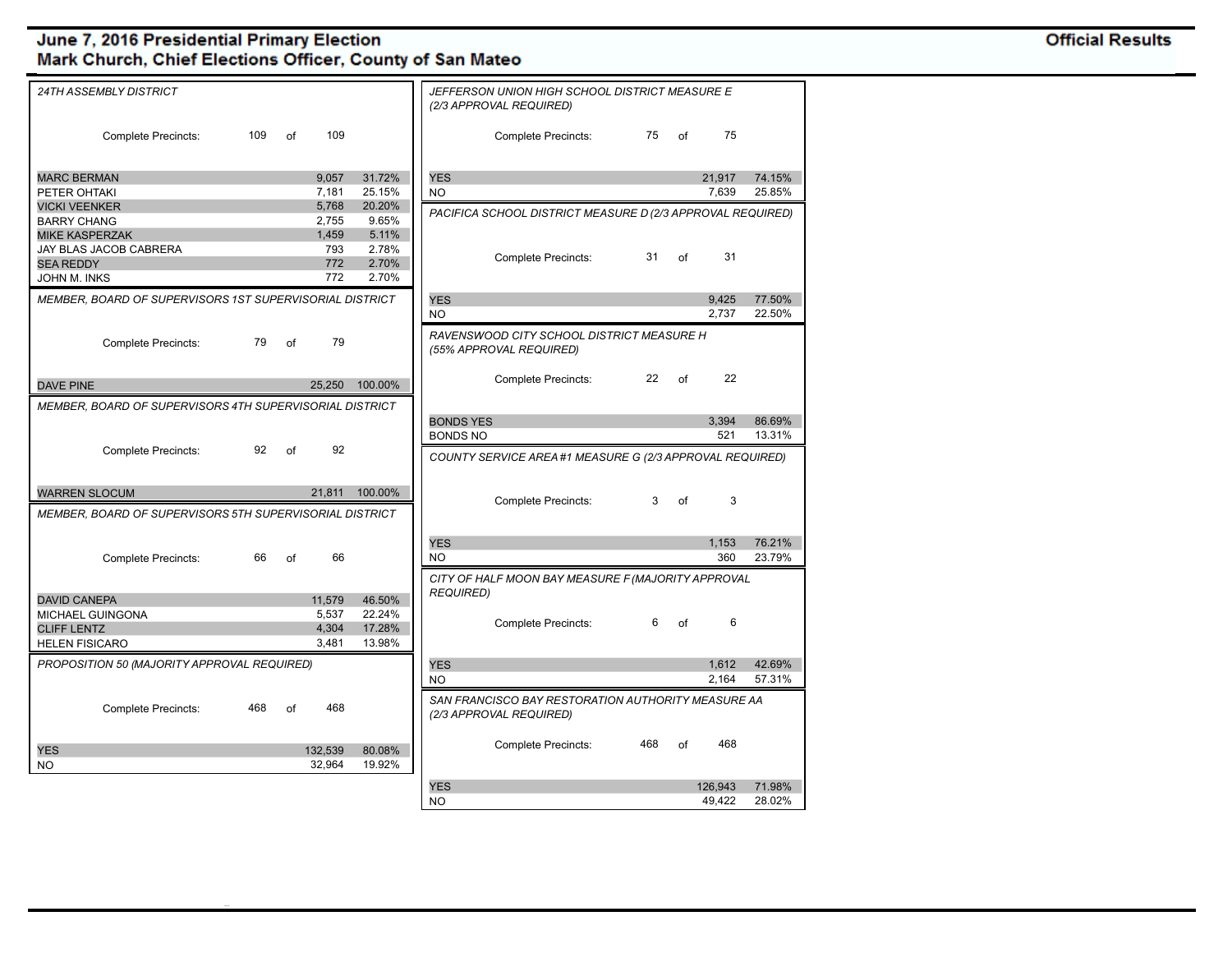# June 7, 2016 Presidential Primary Election
## Mark Church, Chief Elections Officer, County of San Mateo

**Official Results**

### *24TH ASSEMBLY DISTRICT*

Complete Precincts: 109 of 109

| | | |
|---|---|---|
| MARC BERMAN | 9,057 | 31.72% |
| PETER OHTAKI | 7,181 | 25.15% |
| VICKI VEENKER | 5,768 | 20.20% |
| BARRY CHANG | 2,755 | 9.65% |
| MIKE KASPERZAK | 1,459 | 5.11% |
| JAY BLAS JACOB CABRERA | 793 | 2.78% |
| SEA REDDY | 772 | 2.70% |
| JOHN M. INKS | 772 | 2.70% |

### *MEMBER, BOARD OF SUPERVISORS 1ST SUPERVISORIAL DISTRICT*

Complete Precincts: 79 of 79

| | | |
|---|---|---|
| DAVE PINE | 25,250 | 100.00% |

### *MEMBER, BOARD OF SUPERVISORS 4TH SUPERVISORIAL DISTRICT*

Complete Precincts: 92 of 92

| | | |
|---|---|---|
| WARREN SLOCUM | 21,811 | 100.00% |

### *MEMBER, BOARD OF SUPERVISORS 5TH SUPERVISORIAL DISTRICT*

Complete Precincts: 66 of 66

| | | |
|---|---|---|
| DAVID CANEPA | 11,579 | 46.50% |
| MICHAEL GUINGONA | 5,537 | 22.24% |
| CLIFF LENTZ | 4,304 | 17.28% |
| HELEN FISICARO | 3,481 | 13.98% |

### *PROPOSITION 50 (MAJORITY APPROVAL REQUIRED)*

Complete Precincts: 468 of 468

| | | |
|---|---|---|
| YES | 132,539 | 80.08% |
| NO | 32,964 | 19.92% |

### *JEFFERSON UNION HIGH SCHOOL DISTRICT MEASURE E (2/3 APPROVAL REQUIRED)*

Complete Precincts: 75 of 75

| | | |
|---|---|---|
| YES | 21,917 | 74.15% |
| NO | 7,639 | 25.85% |

### *PACIFICA SCHOOL DISTRICT MEASURE D (2/3 APPROVAL REQUIRED)*

Complete Precincts: 31 of 31

| | | |
|---|---|---|
| YES | 9,425 | 77.50% |
| NO | 2,737 | 22.50% |

### *RAVENSWOOD CITY SCHOOL DISTRICT MEASURE H (55% APPROVAL REQUIRED)*

Complete Precincts: 22 of 22

| | | |
|---|---|---|
| BONDS YES | 3,394 | 86.69% |
| BONDS NO | 521 | 13.31% |

### *COUNTY SERVICE AREA #1 MEASURE G (2/3 APPROVAL REQUIRED)*

Complete Precincts: 3 of 3

| | | |
|---|---|---|
| YES | 1,153 | 76.21% |
| NO | 360 | 23.79% |

### *CITY OF HALF MOON BAY MEASURE F (MAJORITY APPROVAL REQUIRED)*

Complete Precincts: 6 of 6

| | | |
|---|---|---|
| YES | 1,612 | 42.69% |
| NO | 2,164 | 57.31% |

### *SAN FRANCISCO BAY RESTORATION AUTHORITY MEASURE AA (2/3 APPROVAL REQUIRED)*

Complete Precincts: 468 of 468

| | | |
|---|---|---|
| YES | 126,943 | 71.98% |
| NO | 49,422 | 28.02% |